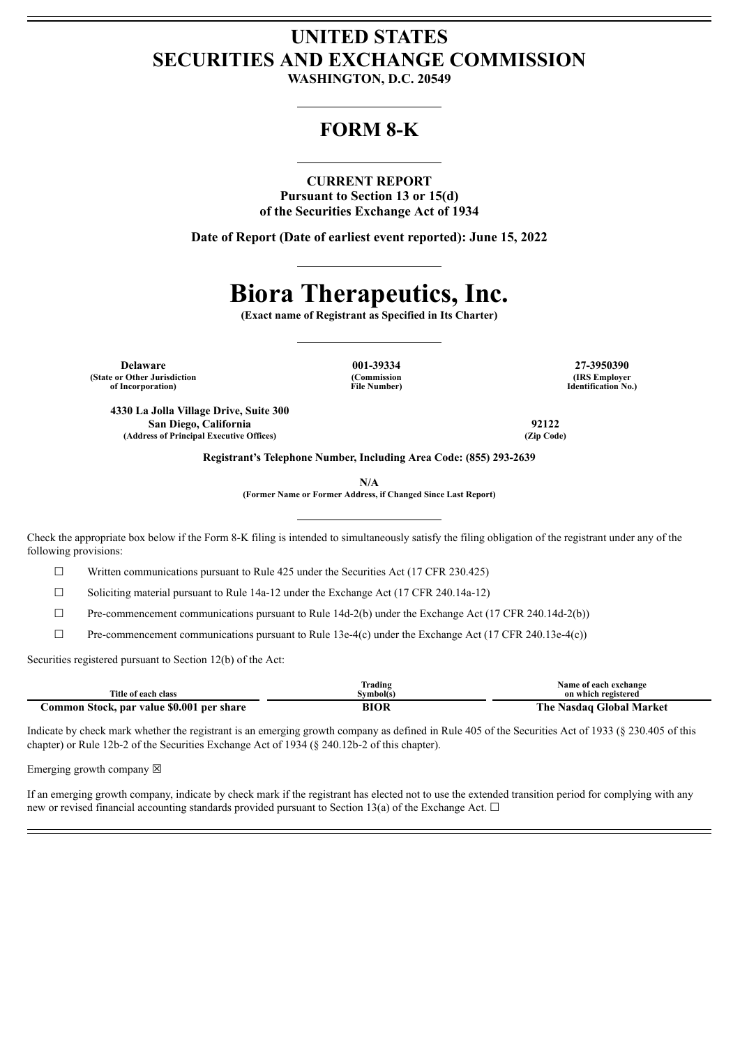# UNITED STATES
# SECURITIES AND EXCHANGE COMMISSION

**WASHINGTON, D.C. 20549**

## FORM 8-K

**CURRENT REPORT**
**Pursuant to Section 13 or 15(d)**
**of the Securities Exchange Act of 1934**

**Date of Report (Date of earliest event reported): June 15, 2022**

# Biora Therapeutics, Inc.

**(Exact name of Registrant as Specified in Its Charter)**

| Delaware | 001-39334 | 27-3950390 |
|---|---|---|
| (State or Other Jurisdiction of Incorporation) | (Commission File Number) | (IRS Employer Identification No.) |

| 4330 La Jolla Village Drive, Suite 300 San Diego, California | 92122 |
|---|---|
| (Address of Principal Executive Offices) | (Zip Code) |

**Registrant's Telephone Number, Including Area Code: (855) 293-2639**

**N/A**
**(Former Name or Former Address, if Changed Since Last Report)**

Check the appropriate box below if the Form 8-K filing is intended to simultaneously satisfy the filing obligation of the registrant under any of the following provisions:

☐ Written communications pursuant to Rule 425 under the Securities Act (17 CFR 230.425)

☐ Soliciting material pursuant to Rule 14a-12 under the Exchange Act (17 CFR 240.14a-12)

☐ Pre-commencement communications pursuant to Rule 14d-2(b) under the Exchange Act (17 CFR 240.14d-2(b))

☐ Pre-commencement communications pursuant to Rule 13e-4(c) under the Exchange Act (17 CFR 240.13e-4(c))

Securities registered pursuant to Section 12(b) of the Act:

| Title of each class | Trading Symbol(s) | Name of each exchange on which registered |
|---|---|---|
| **Common Stock, par value $0.001 per share** | **BIOR** | **The Nasdaq Global Market** |

Indicate by check mark whether the registrant is an emerging growth company as defined in Rule 405 of the Securities Act of 1933 (§ 230.405 of this chapter) or Rule 12b-2 of the Securities Exchange Act of 1934 (§ 240.12b-2 of this chapter).

Emerging growth company ☒

If an emerging growth company, indicate by check mark if the registrant has elected not to use the extended transition period for complying with any new or revised financial accounting standards provided pursuant to Section 13(a) of the Exchange Act. ☐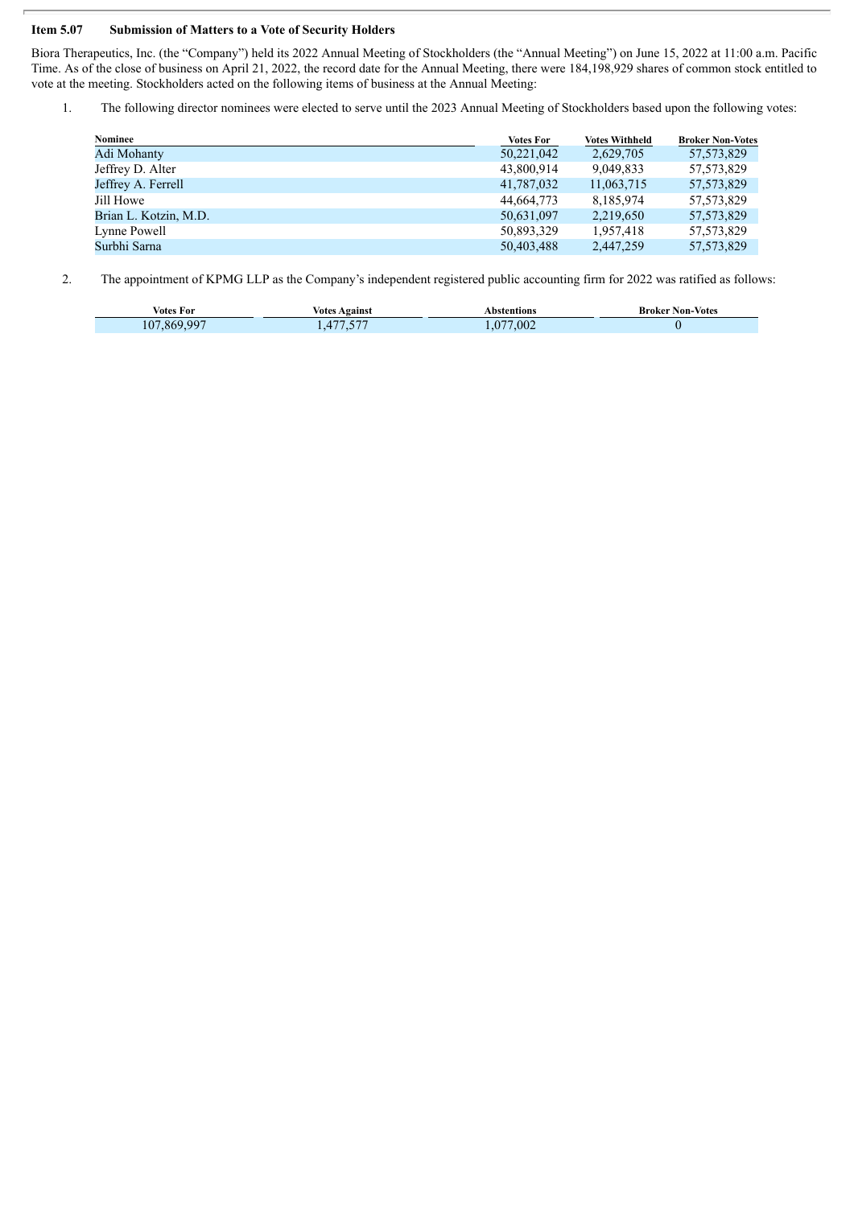**Item 5.07 Submission of Matters to a Vote of Security Holders**

Biora Therapeutics, Inc. (the "Company") held its 2022 Annual Meeting of Stockholders (the "Annual Meeting") on June 15, 2022 at 11:00 a.m. Pacific Time. As of the close of business on April 21, 2022, the record date for the Annual Meeting, there were 184,198,929 shares of common stock entitled to vote at the meeting. Stockholders acted on the following items of business at the Annual Meeting:

1. The following director nominees were elected to serve until the 2023 Annual Meeting of Stockholders based upon the following votes:

| Nominee | Votes For | Votes Withheld | Broker Non-Votes |
|---|---|---|---|
| Adi Mohanty | 50,221,042 | 2,629,705 | 57,573,829 |
| Jeffrey D. Alter | 43,800,914 | 9,049,833 | 57,573,829 |
| Jeffrey A. Ferrell | 41,787,032 | 11,063,715 | 57,573,829 |
| Jill Howe | 44,664,773 | 8,185,974 | 57,573,829 |
| Brian L. Kotzin, M.D. | 50,631,097 | 2,219,650 | 57,573,829 |
| Lynne Powell | 50,893,329 | 1,957,418 | 57,573,829 |
| Surbhi Sarna | 50,403,488 | 2,447,259 | 57,573,829 |

2. The appointment of KPMG LLP as the Company's independent registered public accounting firm for 2022 was ratified as follows:

| Votes For | Votes Against | Abstentions | Broker Non-Votes |
|---|---|---|---|
| 107,869,997 | 1,477,577 | 1,077,002 | 0 |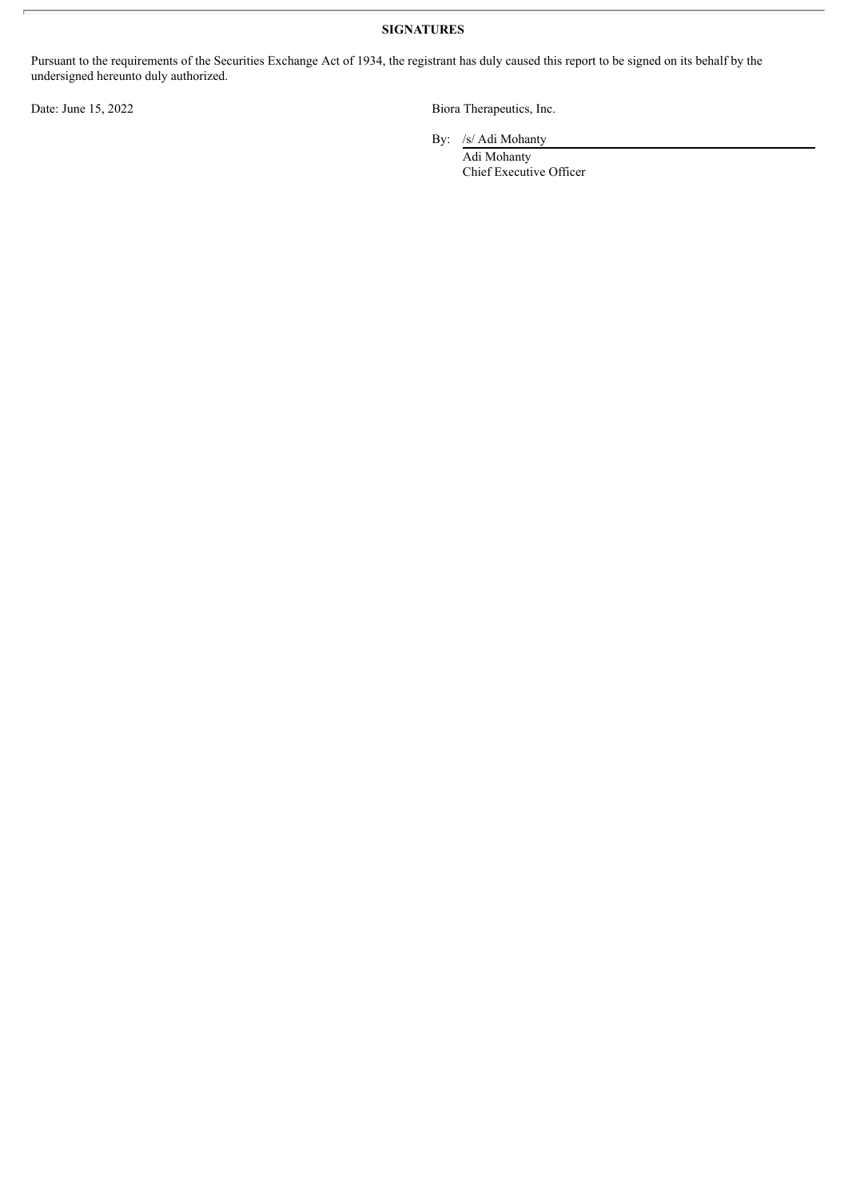**SIGNATURES**

Pursuant to the requirements of the Securities Exchange Act of 1934, the registrant has duly caused this report to be signed on its behalf by the undersigned hereunto duly authorized.

Date: June 15, 2022

Biora Therapeutics, Inc.

By: /s/ Adi Mohanty

Adi Mohanty

Chief Executive Officer